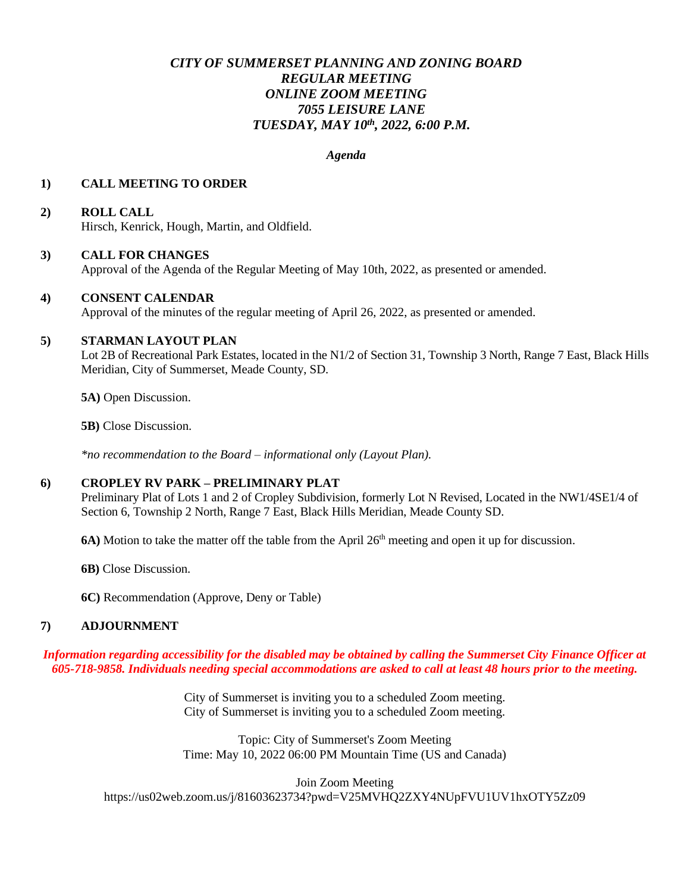# *CITY OF SUMMERSET PLANNING AND ZONING BOARD*
# *REGULAR MEETING*
# *ONLINE ZOOM MEETING*
# *7055 LEISURE LANE*
# *TUESDAY, MAY 10th, 2022, 6:00 P.M.*

***Agenda***

**1) CALL MEETING TO ORDER**

**2) ROLL CALL**
Hirsch, Kenrick, Hough, Martin, and Oldfield.

**3) CALL FOR CHANGES**
Approval of the Agenda of the Regular Meeting of May 10th, 2022, as presented or amended.

**4) CONSENT CALENDAR**
Approval of the minutes of the regular meeting of April 26, 2022, as presented or amended.

**5) STARMAN LAYOUT PLAN**
Lot 2B of Recreational Park Estates, located in the N1/2 of Section 31, Township 3 North, Range 7 East, Black Hills Meridian, City of Summerset, Meade County, SD.

**5A)** Open Discussion.

**5B)** Close Discussion.

*\*no recommendation to the Board – informational only (Layout Plan).*

**6) CROPLEY RV PARK – PRELIMINARY PLAT**
Preliminary Plat of Lots 1 and 2 of Cropley Subdivision, formerly Lot N Revised, Located in the NW1/4SE1/4 of Section 6, Township 2 North, Range 7 East, Black Hills Meridian, Meade County SD.

**6A)** Motion to take the matter off the table from the April 26th meeting and open it up for discussion.

**6B)** Close Discussion.

**6C)** Recommendation (Approve, Deny or Table)

**7) ADJOURNMENT**

***Information regarding accessibility for the disabled may be obtained by calling the Summerset City Finance Officer at 605-718-9858. Individuals needing special accommodations are asked to call at least 48 hours prior to the meeting.***

City of Summerset is inviting you to a scheduled Zoom meeting.
City of Summerset is inviting you to a scheduled Zoom meeting.

Topic: City of Summerset's Zoom Meeting
Time: May 10, 2022 06:00 PM Mountain Time (US and Canada)

Join Zoom Meeting
https://us02web.zoom.us/j/81603623734?pwd=V25MVHQ2ZXY4NUpFVU1UV1hxOTY5Zz09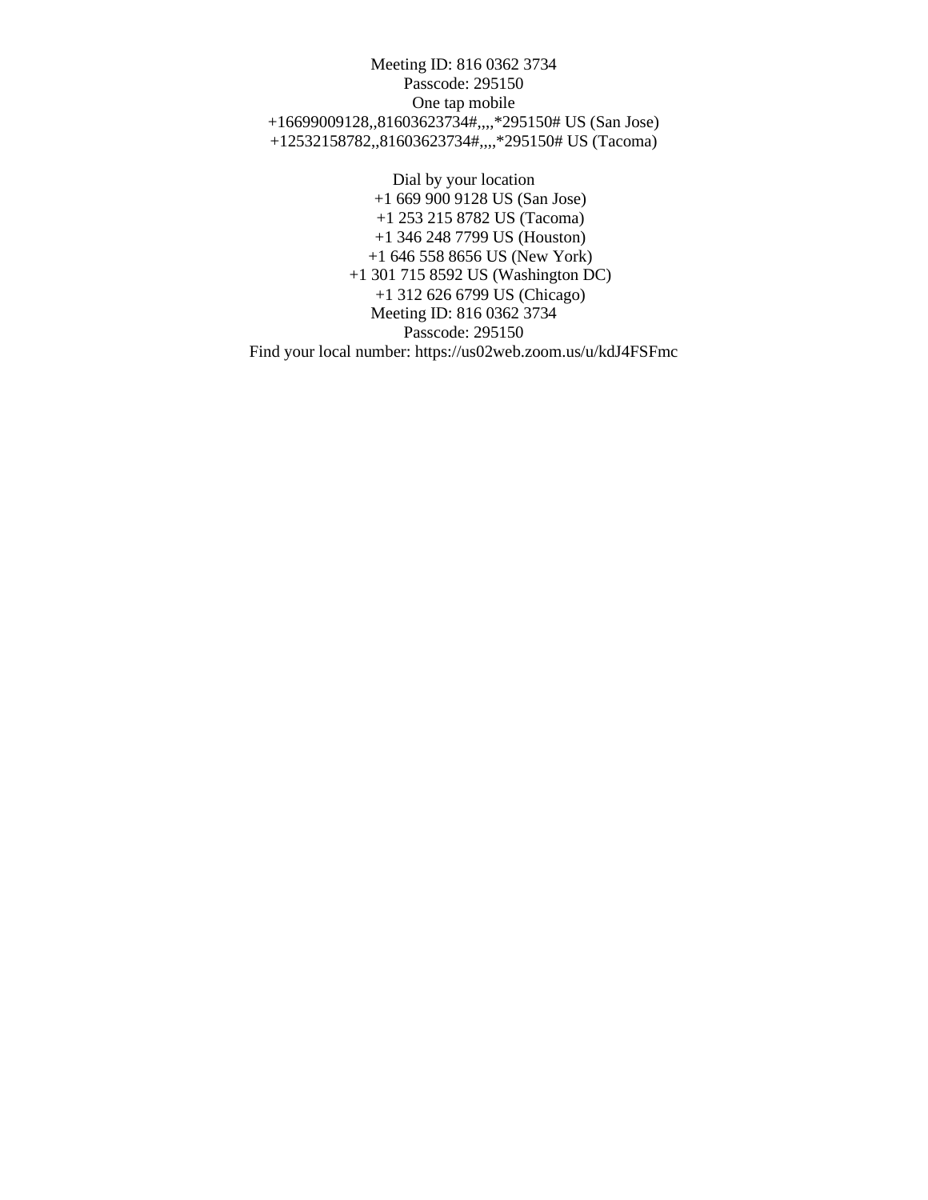Meeting ID: 816 0362 3734
Passcode: 295150
One tap mobile
+16699009128,,81603623734#,,,,*295150# US (San Jose)
+12532158782,,81603623734#,,,,*295150# US (Tacoma)

Dial by your location
+1 669 900 9128 US (San Jose)
+1 253 215 8782 US (Tacoma)
+1 346 248 7799 US (Houston)
+1 646 558 8656 US (New York)
+1 301 715 8592 US (Washington DC)
+1 312 626 6799 US (Chicago)
Meeting ID: 816 0362 3734
Passcode: 295150
Find your local number: https://us02web.zoom.us/u/kdJ4FSFmc